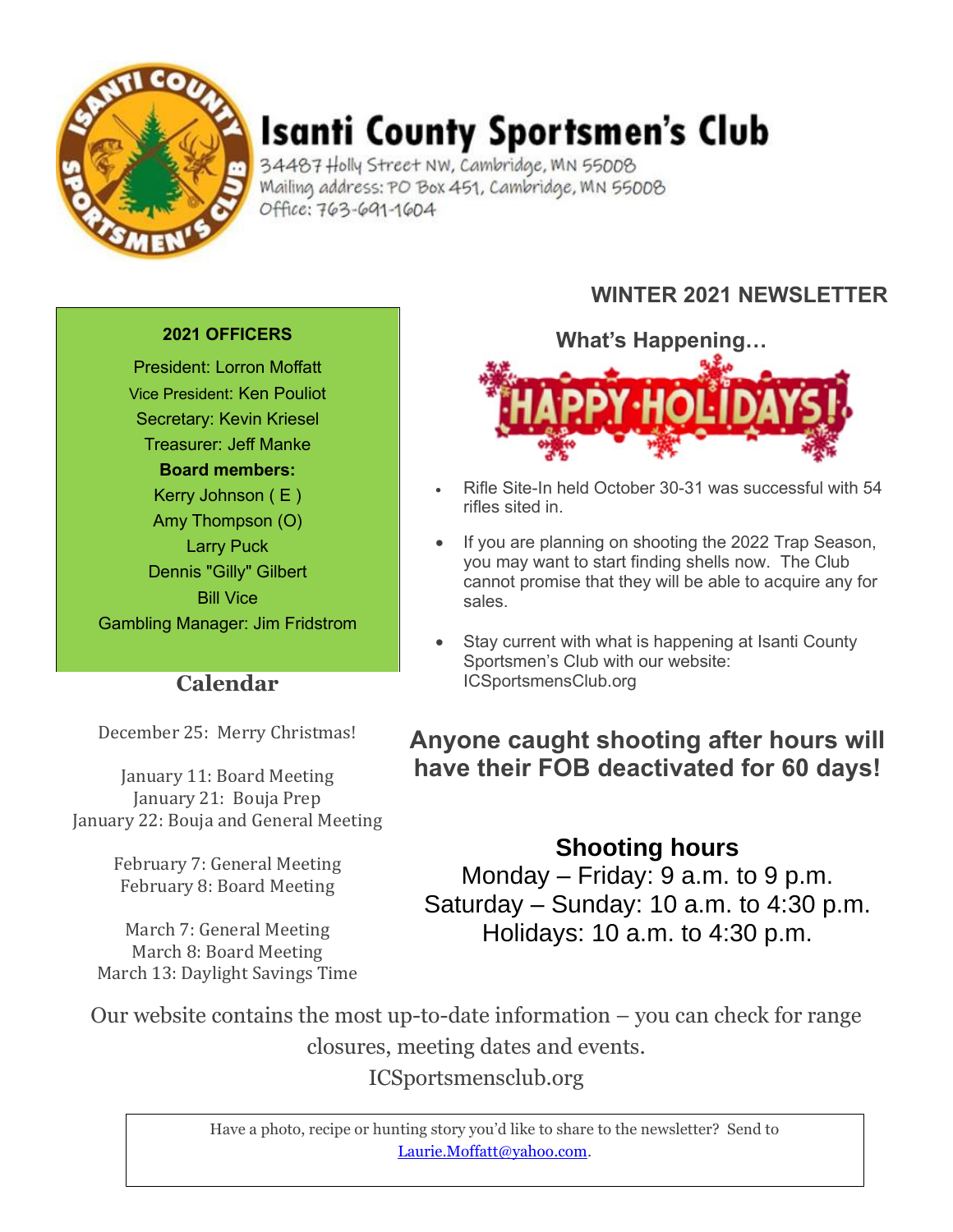# Isanti County Sportsmen's Club

34487 Holly Street NW, Cambridge, MN 55008
Mailing address: PO Box 451, Cambridge, MN 55008
Office: 763-691-1604

## WINTER 2021 NEWSLETTER

**2021 OFFICERS**

President: Lorron Moffatt
Vice President: Ken Pouliot
Secretary: Kevin Kriesel
Treasurer: Jeff Manke

**Board members:**

Kerry Johnson ( E )
Amy Thompson (O)
Larry Puck
Dennis "Gilly" Gilbert
Bill Vice
Gambling Manager: Jim Fridstrom

## Calendar

December 25: Merry Christmas!

January 11: Board Meeting
January 21: Bouja Prep
January 22: Bouja and General Meeting

February 7: General Meeting
February 8: Board Meeting

March 7: General Meeting
March 8: Board Meeting
March 13: Daylight Savings Time

### What's Happening…

HAPPY HOLIDAYS!

- Rifle Site-In held October 30-31 was successful with 54 rifles sited in.
- If you are planning on shooting the 2022 Trap Season, you may want to start finding shells now. The Club cannot promise that they will be able to acquire any for sales.
- Stay current with what is happening at Isanti County Sportsmen's Club with our website: ICSportsmensClub.org

**Anyone caught shooting after hours will have their FOB deactivated for 60 days!**

### Shooting hours

Monday – Friday: 9 a.m. to 9 p.m.
Saturday – Sunday: 10 a.m. to 4:30 p.m.
Holidays: 10 a.m. to 4:30 p.m.

Our website contains the most up-to-date information – you can check for range closures, meeting dates and events.
ICSportsmensclub.org

Have a photo, recipe or hunting story you'd like to share to the newsletter? Send to Laurie.Moffatt@yahoo.com.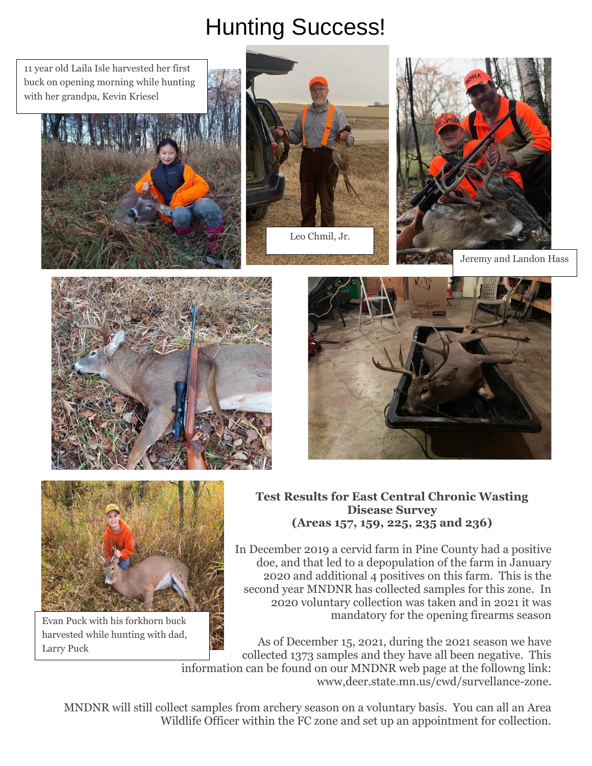# Hunting Success!

11 year old Laila Isle harvested her first buck on opening morning while hunting with her grandpa, Kevin Kriesel

Leo Chmil, Jr.

Jeremy and Landon Hass

Evan Puck with his forkhorn buck harvested while hunting with dad, Larry Puck

### Test Results for East Central Chronic Wasting Disease Survey (Areas 157, 159, 225, 235 and 236)

In December 2019 a cervid farm in Pine County had a positive doe, and that led to a depopulation of the farm in January 2020 and additional 4 positives on this farm. This is the second year MNDNR has collected samples for this zone. In 2020 voluntary collection was taken and in 2021 it was mandatory for the opening firearms season

As of December 15, 2021, during the 2021 season we have collected 1373 samples and they have all been negative. This information can be found on our MNDNR web page at the followng link: www,deer.state.mn.us/cwd/survellance-zone.

MNDNR will still collect samples from archery season on a voluntary basis. You can all an Area Wildlife Officer within the FC zone and set up an appointment for collection.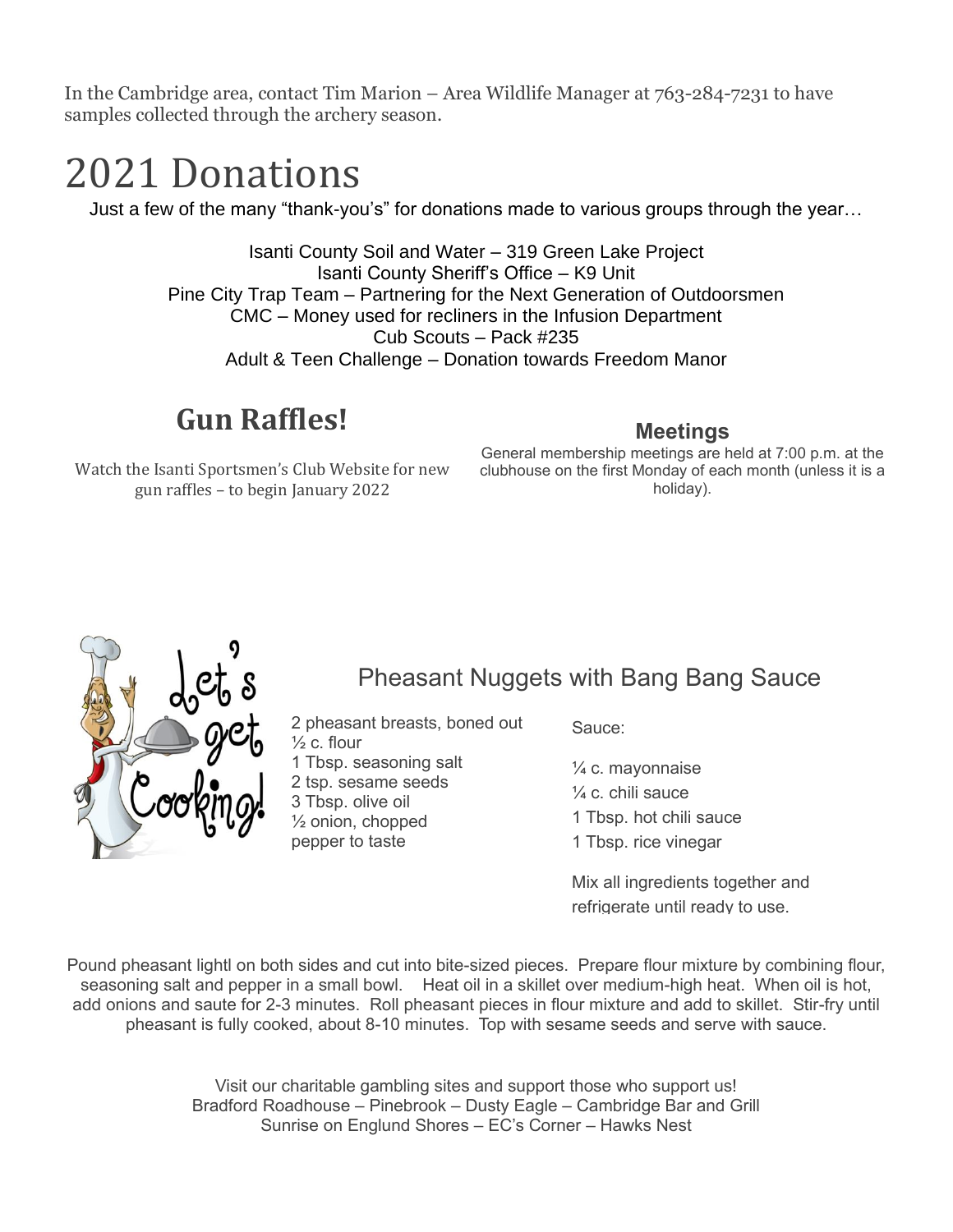In the Cambridge area, contact Tim Marion – Area Wildlife Manager at 763-284-7231 to have samples collected through the archery season.

# 2021 Donations

Just a few of the many "thank-you's" for donations made to various groups through the year…

Isanti County Soil and Water – 319 Green Lake Project
Isanti County Sheriff's Office – K9 Unit
Pine City Trap Team – Partnering for the Next Generation of Outdoorsmen
CMC – Money used for recliners in the Infusion Department
Cub Scouts – Pack #235
Adult & Teen Challenge – Donation towards Freedom Manor

## Gun Raffles!

Watch the Isanti Sportsmen's Club Website for new gun raffles – to begin January 2022

## Meetings

General membership meetings are held at 7:00 p.m. at the clubhouse on the first Monday of each month (unless it is a holiday).

Let's get Cooking!

## Pheasant Nuggets with Bang Bang Sauce

2 pheasant breasts, boned out
½ c. flour
1 Tbsp. seasoning salt
2 tsp. sesame seeds
3 Tbsp. olive oil
½ onion, chopped
pepper to taste

Sauce:

¼ c. mayonnaise
¼ c. chili sauce
1 Tbsp. hot chili sauce
1 Tbsp. rice vinegar

Mix all ingredients together and refrigerate until ready to use.

Pound pheasant lightl on both sides and cut into bite-sized pieces. Prepare flour mixture by combining flour, seasoning salt and pepper in a small bowl. Heat oil in a skillet over medium-high heat. When oil is hot, add onions and saute for 2-3 minutes. Roll pheasant pieces in flour mixture and add to skillet. Stir-fry until pheasant is fully cooked, about 8-10 minutes. Top with sesame seeds and serve with sauce.

Visit our charitable gambling sites and support those who support us!
Bradford Roadhouse – Pinebrook – Dusty Eagle – Cambridge Bar and Grill
Sunrise on Englund Shores – EC's Corner – Hawks Nest